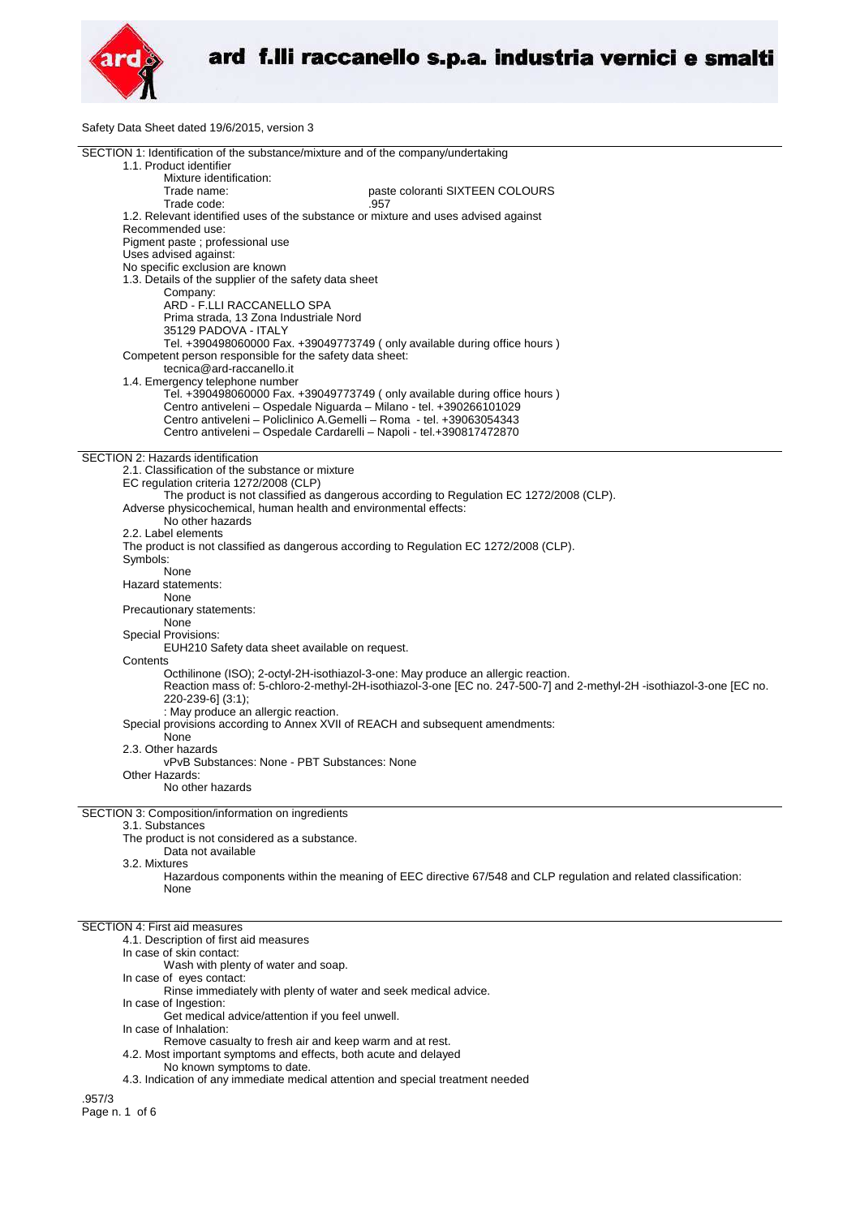# ard f.lli raccanello s.p.a. industria vernici e smalti

Safety Data Sheet dated 19/6/2015, version 3

## SECTION 1: Identification of the substance/mixture and of the company/undertaking

1.1. Product identifier

Mixture identification:

Trade name: paste coloranti SIXTEEN COLOURS

Trade code: .957

1.2. Relevant identified uses of the substance or mixture and uses advised against

Recommended use:

Pigment paste ; professional use

Uses advised against:

No specific exclusion are known

1.3. Details of the supplier of the safety data sheet

Company:

ARD - F.LLI RACCANELLO SPA
Prima strada, 13 Zona Industriale Nord
35129 PADOVA - ITALY
Tel. +390498060000 Fax. +39049773749 ( only available during office hours )

Competent person responsible for the safety data sheet:

tecnica@ard-raccanello.it

1.4. Emergency telephone number

Tel. +390498060000 Fax. +39049773749 ( only available during office hours )
Centro antiveleni – Ospedale Niguarda – Milano - tel. +390266101029
Centro antiveleni – Policlinico A.Gemelli – Roma - tel. +39063054343
Centro antiveleni – Ospedale Cardarelli – Napoli - tel.+390817472870

## SECTION 2: Hazards identification

2.1. Classification of the substance or mixture

EC regulation criteria 1272/2008 (CLP)

The product is not classified as dangerous according to Regulation EC 1272/2008 (CLP).

Adverse physicochemical, human health and environmental effects:

No other hazards

2.2. Label elements

The product is not classified as dangerous according to Regulation EC 1272/2008 (CLP).

Symbols:

None

Hazard statements:

None

Precautionary statements:

None

Special Provisions:

EUH210 Safety data sheet available on request.

Contents

Octhilinone (ISO); 2-octyl-2H-isothiazol-3-one: May produce an allergic reaction.
Reaction mass of: 5-chloro-2-methyl-2H-isothiazol-3-one [EC no. 247-500-7] and 2-methyl-2H -isothiazol-3-one [EC no. 220-239-6] (3:1);
: May produce an allergic reaction.

Special provisions according to Annex XVII of REACH and subsequent amendments:

None

2.3. Other hazards

vPvB Substances: None - PBT Substances: None

Other Hazards:

No other hazards

## SECTION 3: Composition/information on ingredients

3.1. Substances

The product is not considered as a substance.

Data not available

3.2. Mixtures

Hazardous components within the meaning of EEC directive 67/548 and CLP regulation and related classification:
None

## SECTION 4: First aid measures

4.1. Description of first aid measures

In case of skin contact:

Wash with plenty of water and soap.

In case of eyes contact:

Rinse immediately with plenty of water and seek medical advice.

In case of Ingestion:

Get medical advice/attention if you feel unwell.

In case of Inhalation:

Remove casualty to fresh air and keep warm and at rest.

4.2. Most important symptoms and effects, both acute and delayed

No known symptoms to date.

4.3. Indication of any immediate medical attention and special treatment needed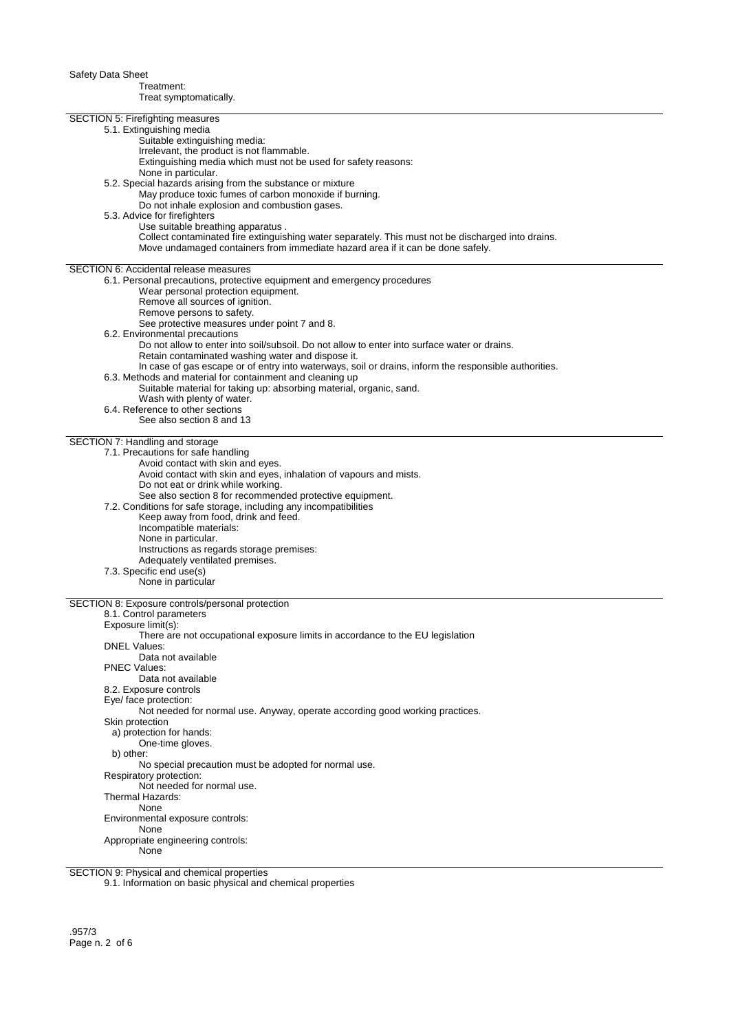Treatment:
Treat symptomatically.

## SECTION 5: Firefighting measures

5.1. Extinguishing media

Suitable extinguishing media:
Irrelevant, the product is not flammable.
Extinguishing media which must not be used for safety reasons:
None in particular.

5.2. Special hazards arising from the substance or mixture

May produce toxic fumes of carbon monoxide if burning.
Do not inhale explosion and combustion gases.

5.3. Advice for firefighters

Use suitable breathing apparatus .
Collect contaminated fire extinguishing water separately. This must not be discharged into drains.
Move undamaged containers from immediate hazard area if it can be done safely.

## SECTION 6: Accidental release measures

6.1. Personal precautions, protective equipment and emergency procedures

Wear personal protection equipment.
Remove all sources of ignition.
Remove persons to safety.
See protective measures under point 7 and 8.

6.2. Environmental precautions

Do not allow to enter into soil/subsoil. Do not allow to enter into surface water or drains.
Retain contaminated washing water and dispose it.
In case of gas escape or of entry into waterways, soil or drains, inform the responsible authorities.

6.3. Methods and material for containment and cleaning up

Suitable material for taking up: absorbing material, organic, sand.
Wash with plenty of water.

6.4. Reference to other sections

See also section 8 and 13

## SECTION 7: Handling and storage

7.1. Precautions for safe handling

Avoid contact with skin and eyes.
Avoid contact with skin and eyes, inhalation of vapours and mists.
Do not eat or drink while working.
See also section 8 for recommended protective equipment.

7.2. Conditions for safe storage, including any incompatibilities

Keep away from food, drink and feed.
Incompatible materials:
None in particular.
Instructions as regards storage premises:
Adequately ventilated premises.

7.3. Specific end use(s)

None in particular

## SECTION 8: Exposure controls/personal protection

8.1. Control parameters

Exposure limit(s):
There are not occupational exposure limits in accordance to the EU legislation

DNEL Values:
Data not available

PNEC Values:
Data not available

8.2. Exposure controls

Eye/ face protection:
Not needed for normal use. Anyway, operate according good working practices.

Skin protection

a) protection for hands:
One-time gloves.

b) other:
No special precaution must be adopted for normal use.

Respiratory protection:
Not needed for normal use.

Thermal Hazards:
None

Environmental exposure controls:
None

Appropriate engineering controls:
None

## SECTION 9: Physical and chemical properties

9.1. Information on basic physical and chemical properties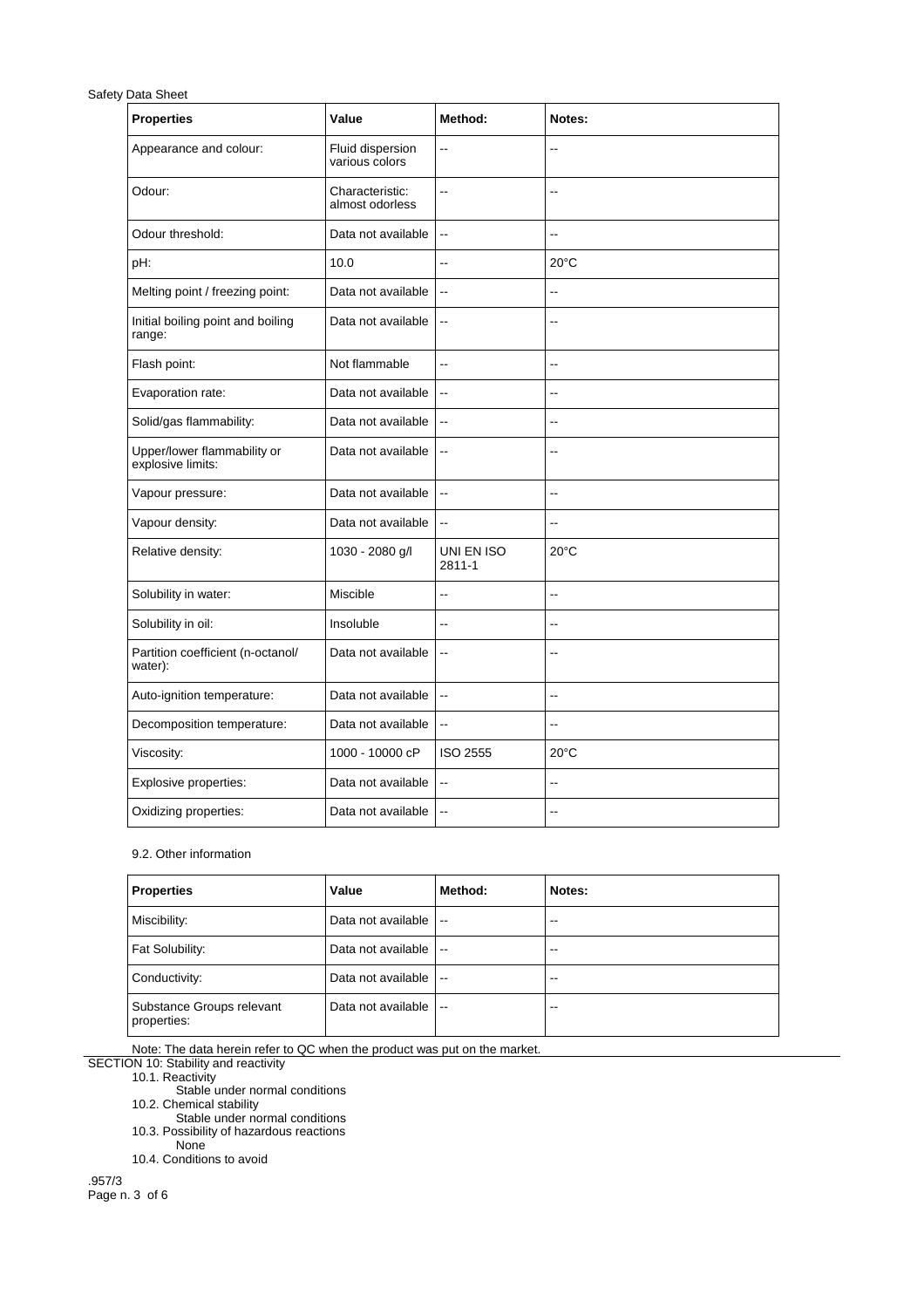| Properties | Value | Method: | Notes: |
|---|---|---|---|
| Appearance and colour: | Fluid dispersion various colors | -- | -- |
| Odour: | Characteristic: almost odorless | -- | -- |
| Odour threshold: | Data not available | -- | -- |
| pH: | 10.0 | -- | 20°C |
| Melting point / freezing point: | Data not available | -- | -- |
| Initial boiling point and boiling range: | Data not available | -- | -- |
| Flash point: | Not flammable | -- | -- |
| Evaporation rate: | Data not available | -- | -- |
| Solid/gas flammability: | Data not available | -- | -- |
| Upper/lower flammability or explosive limits: | Data not available | -- | -- |
| Vapour pressure: | Data not available | -- | -- |
| Vapour density: | Data not available | -- | -- |
| Relative density: | 1030 - 2080 g/l | UNI EN ISO 2811-1 | 20°C |
| Solubility in water: | Miscible | -- | -- |
| Solubility in oil: | Insoluble | -- | -- |
| Partition coefficient (n-octanol/ water): | Data not available | -- | -- |
| Auto-ignition temperature: | Data not available | -- | -- |
| Decomposition temperature: | Data not available | -- | -- |
| Viscosity: | 1000 - 10000 cP | ISO 2555 | 20°C |
| Explosive properties: | Data not available | -- | -- |
| Oxidizing properties: | Data not available | -- | -- |

9.2. Other information

| Properties | Value | Method: | Notes: |
|---|---|---|---|
| Miscibility: | Data not available | -- | -- |
| Fat Solubility: | Data not available | -- | -- |
| Conductivity: | Data not available | -- | -- |
| Substance Groups relevant properties: | Data not available | -- | -- |

Note: The data herein refer to QC when the product was put on the market.

## SECTION 10: Stability and reactivity

10.1. Reactivity

Stable under normal conditions

10.2. Chemical stability

Stable under normal conditions

10.3. Possibility of hazardous reactions

None

10.4. Conditions to avoid

.957/3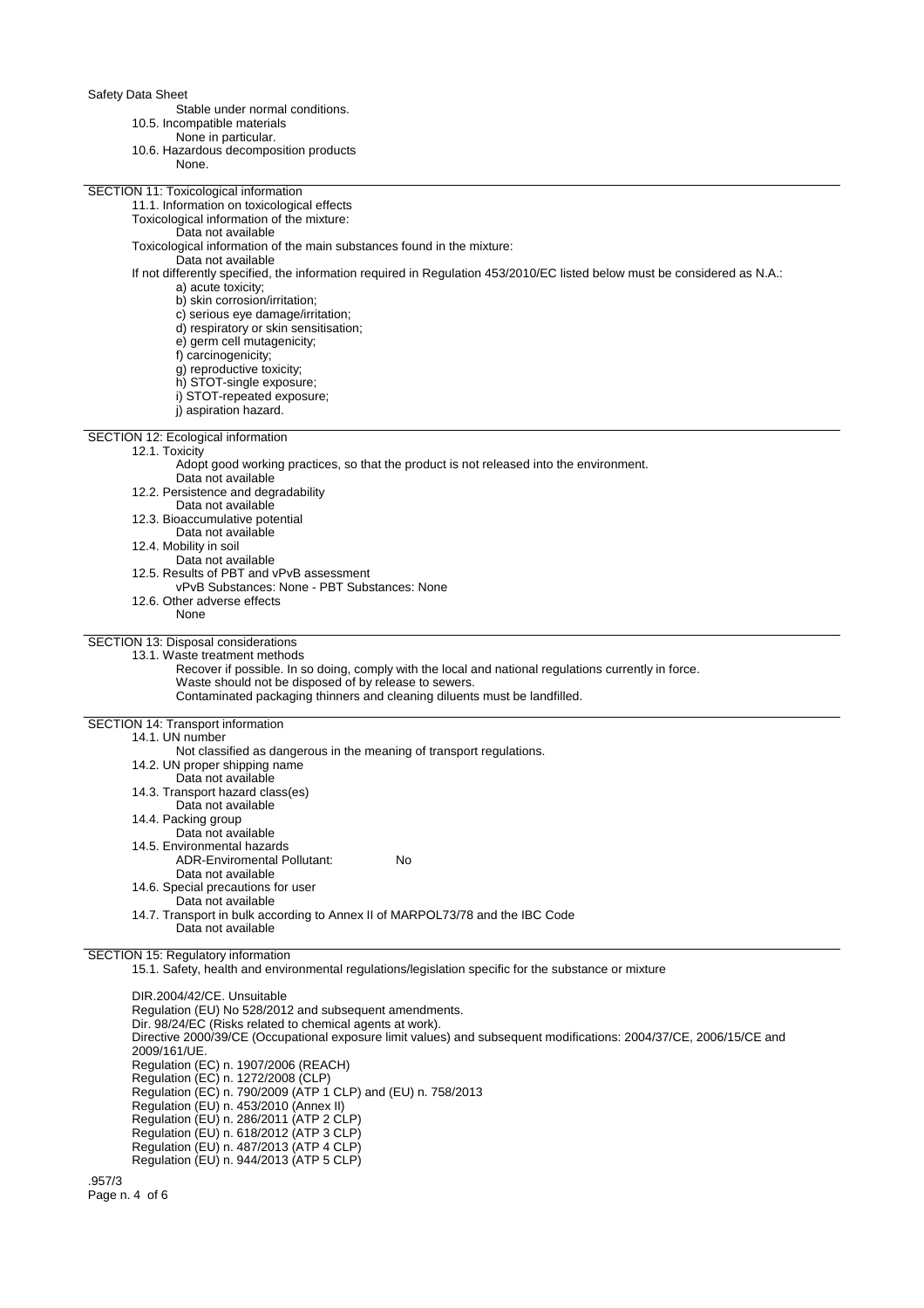Stable under normal conditions.

10.5. Incompatible materials

None in particular.

10.6. Hazardous decomposition products

None.

## SECTION 11: Toxicological information

11.1. Information on toxicological effects

Toxicological information of the mixture:

Data not available

Toxicological information of the main substances found in the mixture:

Data not available

If not differently specified, the information required in Regulation 453/2010/EC listed below must be considered as N.A.:

a) acute toxicity;
b) skin corrosion/irritation;
c) serious eye damage/irritation;
d) respiratory or skin sensitisation;
e) germ cell mutagenicity;
f) carcinogenicity;
g) reproductive toxicity;
h) STOT-single exposure;
i) STOT-repeated exposure;
j) aspiration hazard.

## SECTION 12: Ecological information

12.1. Toxicity

Adopt good working practices, so that the product is not released into the environment.

Data not available

12.2. Persistence and degradability

Data not available

12.3. Bioaccumulative potential

Data not available

12.4. Mobility in soil

Data not available

12.5. Results of PBT and vPvB assessment

vPvB Substances: None - PBT Substances: None

12.6. Other adverse effects

None

## SECTION 13: Disposal considerations

13.1. Waste treatment methods

Recover if possible. In so doing, comply with the local and national regulations currently in force.
Waste should not be disposed of by release to sewers.
Contaminated packaging thinners and cleaning diluents must be landfilled.

## SECTION 14: Transport information

14.1. UN number

Not classified as dangerous in the meaning of transport regulations.

14.2. UN proper shipping name

Data not available

14.3. Transport hazard class(es)

Data not available

14.4. Packing group

Data not available

14.5. Environmental hazards

ADR-Enviromental Pollutant: No

Data not available

14.6. Special precautions for user

Data not available

14.7. Transport in bulk according to Annex II of MARPOL73/78 and the IBC Code

Data not available

## SECTION 15: Regulatory information

15.1. Safety, health and environmental regulations/legislation specific for the substance or mixture

DIR.2004/42/CE. Unsuitable
Regulation (EU) No 528/2012 and subsequent amendments.
Dir. 98/24/EC (Risks related to chemical agents at work).
Directive 2000/39/CE (Occupational exposure limit values) and subsequent modifications: 2004/37/CE, 2006/15/CE and 2009/161/UE.
Regulation (EC) n. 1907/2006 (REACH)
Regulation (EC) n. 1272/2008 (CLP)
Regulation (EC) n. 790/2009 (ATP 1 CLP) and (EU) n. 758/2013
Regulation (EU) n. 453/2010 (Annex II)
Regulation (EU) n. 286/2011 (ATP 2 CLP)
Regulation (EU) n. 618/2012 (ATP 3 CLP)
Regulation (EU) n. 487/2013 (ATP 4 CLP)
Regulation (EU) n. 944/2013 (ATP 5 CLP)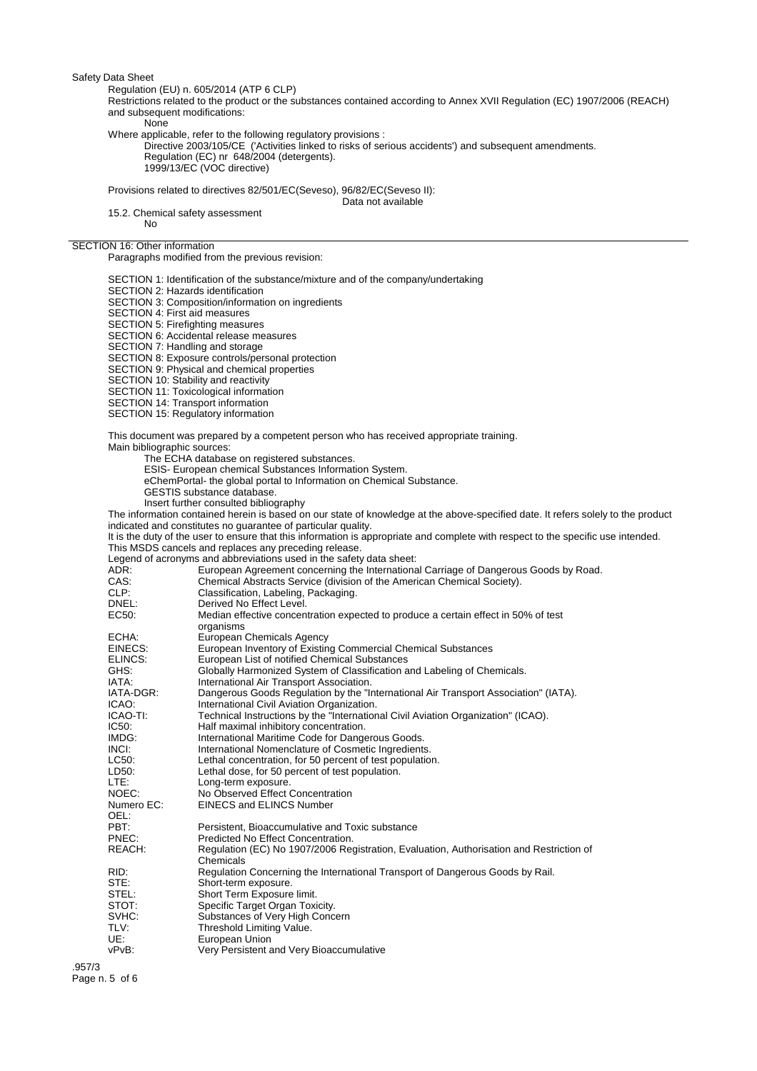Safety Data Sheet

Regulation (EU) n. 605/2014 (ATP 6 CLP)

Restrictions related to the product or the substances contained according to Annex XVII Regulation (EC) 1907/2006 (REACH) and subsequent modifications:

None

Where applicable, refer to the following regulatory provisions :

Directive 2003/105/CE ('Activities linked to risks of serious accidents') and subsequent amendments.
Regulation (EC) nr 648/2004 (detergents).
1999/13/EC (VOC directive)

Provisions related to directives 82/501/EC(Seveso), 96/82/EC(Seveso II):

Data not available

15.2. Chemical safety assessment

No

## SECTION 16: Other information

Paragraphs modified from the previous revision:

SECTION 1: Identification of the substance/mixture and of the company/undertaking
SECTION 2: Hazards identification
SECTION 3: Composition/information on ingredients
SECTION 4: First aid measures
SECTION 5: Firefighting measures
SECTION 6: Accidental release measures
SECTION 7: Handling and storage
SECTION 8: Exposure controls/personal protection
SECTION 9: Physical and chemical properties
SECTION 10: Stability and reactivity
SECTION 11: Toxicological information
SECTION 14: Transport information
SECTION 15: Regulatory information

This document was prepared by a competent person who has received appropriate training.

Main bibliographic sources:

The ECHA database on registered substances.
ESIS- European chemical Substances Information System.
eChemPortal- the global portal to Information on Chemical Substance.
GESTIS substance database.
Insert further consulted bibliography

The information contained herein is based on our state of knowledge at the above-specified date. It refers solely to the product indicated and constitutes no guarantee of particular quality.

It is the duty of the user to ensure that this information is appropriate and complete with respect to the specific use intended.

This MSDS cancels and replaces any preceding release.

Legend of acronyms and abbreviations used in the safety data sheet:

| | |
|---|---|
| ADR: | European Agreement concerning the International Carriage of Dangerous Goods by Road. |
| CAS: | Chemical Abstracts Service (division of the American Chemical Society). |
| CLP: | Classification, Labeling, Packaging. |
| DNEL: | Derived No Effect Level. |
| EC50: | Median effective concentration expected to produce a certain effect in 50% of test organisms |
| ECHA: | European Chemicals Agency |
| EINECS: | European Inventory of Existing Commercial Chemical Substances |
| ELINCS: | European List of notified Chemical Substances |
| GHS: | Globally Harmonized System of Classification and Labeling of Chemicals. |
| IATA: | International Air Transport Association. |
| IATA-DGR: | Dangerous Goods Regulation by the "International Air Transport Association" (IATA). |
| ICAO: | International Civil Aviation Organization. |
| ICAO-TI: | Technical Instructions by the "International Civil Aviation Organization" (ICAO). |
| IC50: | Half maximal inhibitory concentration. |
| IMDG: | International Maritime Code for Dangerous Goods. |
| INCI: | International Nomenclature of Cosmetic Ingredients. |
| LC50: | Lethal concentration, for 50 percent of test population. |
| LD50: | Lethal dose, for 50 percent of test population. |
| LTE: | Long-term exposure. |
| NOEC: | No Observed Effect Concentration |
| Numero EC: | EINECS and ELINCS Number |
| OEL: | |
| PBT: | Persistent, Bioaccumulative and Toxic substance |
| PNEC: | Predicted No Effect Concentration. |
| REACH: | Regulation (EC) No 1907/2006 Registration, Evaluation, Authorisation and Restriction of Chemicals |
| RID: | Regulation Concerning the International Transport of Dangerous Goods by Rail. |
| STE: | Short-term exposure. |
| STEL: | Short Term Exposure limit. |
| STOT: | Specific Target Organ Toxicity. |
| SVHC: | Substances of Very High Concern |
| TLV: | Threshold Limiting Value. |
| UE: | European Union |
| vPvB: | Very Persistent and Very Bioaccumulative |

.957/3